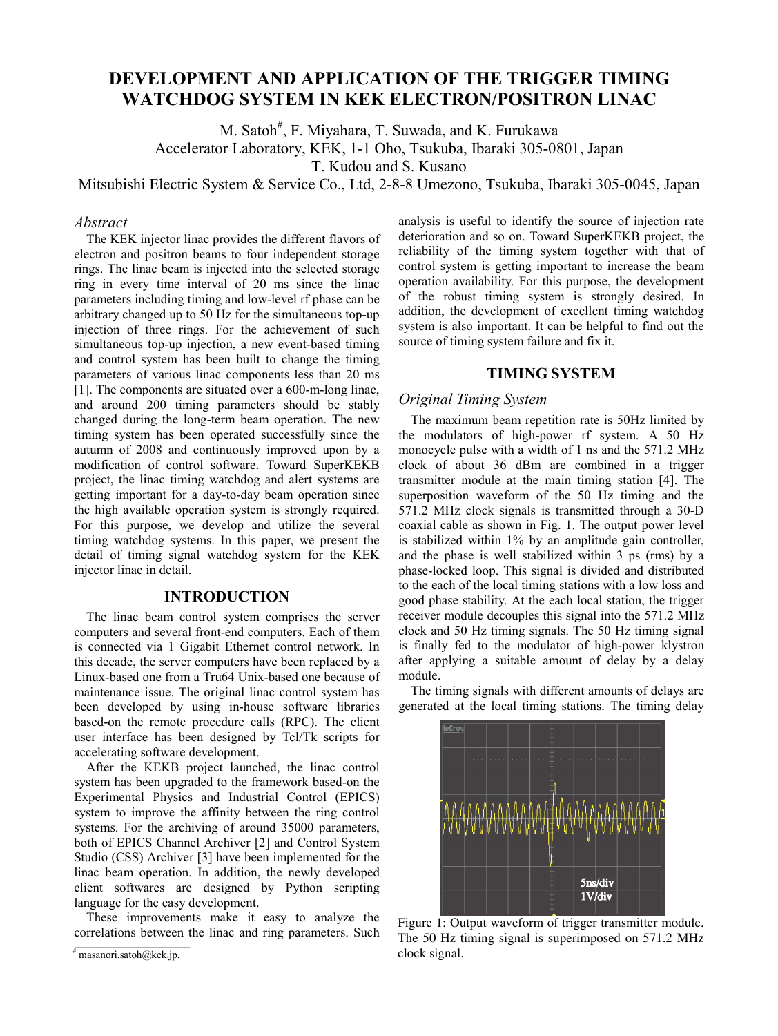# DEVELOPMENT AND APPLICATION OF THE TRIGGER TIMING WATCHDOG SYSTEM IN KEK ELECTRON/POSITRON LINAC

M. Satoh#, F. Miyahara, T. Suwada, and K. Furukawa
Accelerator Laboratory, KEK, 1-1 Oho, Tsukuba, Ibaraki 305-0801, Japan
T. Kudou and S. Kusano
Mitsubishi Electric System & Service Co., Ltd, 2-8-8 Umezono, Tsukuba, Ibaraki 305-0045, Japan

## *Abstract*

The KEK injector linac provides the different flavors of electron and positron beams to four independent storage rings. The linac beam is injected into the selected storage ring in every time interval of 20 ms since the linac parameters including timing and low-level rf phase can be arbitrary changed up to 50 Hz for the simultaneous top-up injection of three rings. For the achievement of such simultaneous top-up injection, a new event-based timing and control system has been built to change the timing parameters of various linac components less than 20 ms [1]. The components are situated over a 600-m-long linac, and around 200 timing parameters should be stably changed during the long-term beam operation. The new timing system has been operated successfully since the autumn of 2008 and continuously improved upon by a modification of control software. Toward SuperKEKB project, the linac timing watchdog and alert systems are getting important for a day-to-day beam operation since the high available operation system is strongly required. For this purpose, we develop and utilize the several timing watchdog systems. In this paper, we present the detail of timing signal watchdog system for the KEK injector linac in detail.

## INTRODUCTION

The linac beam control system comprises the server computers and several front-end computers. Each of them is connected via 1 Gigabit Ethernet control network. In this decade, the server computers have been replaced by a Linux-based one from a Tru64 Unix-based one because of maintenance issue. The original linac control system has been developed by using in-house software libraries based-on the remote procedure calls (RPC). The client user interface has been designed by Tcl/Tk scripts for accelerating software development.

After the KEKB project launched, the linac control system has been upgraded to the framework based-on the Experimental Physics and Industrial Control (EPICS) system to improve the affinity between the ring control systems. For the archiving of around 35000 parameters, both of EPICS Channel Archiver [2] and Control System Studio (CSS) Archiver [3] have been implemented for the linac beam operation. In addition, the newly developed client softwares are designed by Python scripting language for the easy development.

These improvements make it easy to analyze the correlations between the linac and ring parameters. Such analysis is useful to identify the source of injection rate deterioration and so on. Toward SuperKEKB project, the reliability of the timing system together with that of control system is getting important to increase the beam operation availability. For this purpose, the development of the robust timing system is strongly desired. In addition, the development of excellent timing watchdog system is also important. It can be helpful to find out the source of timing system failure and fix it.

## TIMING SYSTEM

### *Original Timing System*

The maximum beam repetition rate is 50Hz limited by the modulators of high-power rf system. A 50 Hz monocycle pulse with a width of 1 ns and the 571.2 MHz clock of about 36 dBm are combined in a trigger transmitter module at the main timing station [4]. The superposition waveform of the 50 Hz timing and the 571.2 MHz clock signals is transmitted through a 30-D coaxial cable as shown in Fig. 1. The output power level is stabilized within 1% by an amplitude gain controller, and the phase is well stabilized within 3 ps (rms) by a phase-locked loop. This signal is divided and distributed to the each of the local timing stations with a low loss and good phase stability. At the each local station, the trigger receiver module decouples this signal into the 571.2 MHz clock and 50 Hz timing signals. The 50 Hz timing signal is finally fed to the modulator of high-power klystron after applying a suitable amount of delay by a delay module.

The timing signals with different amounts of delays are generated at the local timing stations. The timing delay

Figure 1: Output waveform of trigger transmitter module. The 50 Hz timing signal is superimposed on 571.2 MHz clock signal.

# masanori.satoh@kek.jp.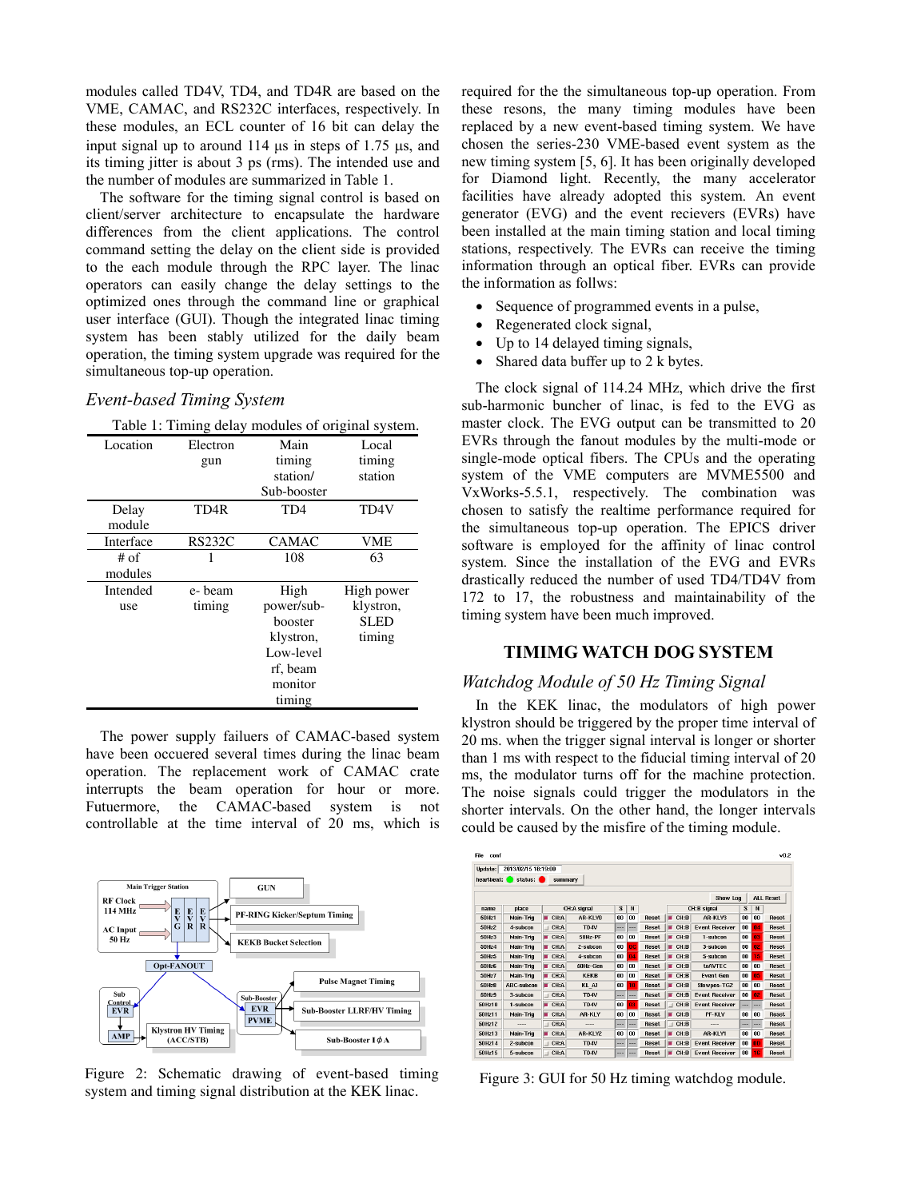modules called TD4V, TD4, and TD4R are based on the VME, CAMAC, and RS232C interfaces, respectively. In these modules, an ECL counter of 16 bit can delay the input signal up to around 114 µs in steps of 1.75 µs, and its timing jitter is about 3 ps (rms). The intended use and the number of modules are summarized in Table 1.

The software for the timing signal control is based on client/server architecture to encapsulate the hardware differences from the client applications. The control command setting the delay on the client side is provided to the each module through the RPC layer. The linac operators can easily change the delay settings to the optimized ones through the command line or graphical user interface (GUI). Though the integrated linac timing system has been stably utilized for the daily beam operation, the timing system upgrade was required for the simultaneous top-up operation.

### *Event-based Timing System*

Table 1: Timing delay modules of original system.

| Location | Electron gun | Main timing station/ Sub-booster | Local timing station |
|---|---|---|---|
| Delay module | TD4R | TD4 | TD4V |
| Interface | RS232C | CAMAC | VME |
| # of modules | 1 | 108 | 63 |
| Intended use | e- beam timing | High power/sub-booster klystron, Low-level rf, beam monitor timing | High power klystron, SLED timing |

The power supply failuers of CAMAC-based system have been occuered several times during the linac beam operation. The replacement work of CAMAC crate interrupts the beam operation for hour or more. Futuermore, the CAMAC-based system is not controllable at the time interval of 20 ms, which is required for the the simultaneous top-up operation. From these resons, the many timing modules have been replaced by a new event-based timing system. We have chosen the series-230 VME-based event system as the new timing system [5, 6]. It has been originally developed for Diamond light. Recently, the many accelerator facilities have already adopted this system. An event generator (EVG) and the event recievers (EVRs) have been installed at the main timing station and local timing stations, respectively. The EVRs can receive the timing information through an optical fiber. EVRs can provide the information as follws:

- Sequence of programmed events in a pulse,
- Regenerated clock signal,
- Up to 14 delayed timing signals,
- Shared data buffer up to 2 k bytes.

The clock signal of 114.24 MHz, which drive the first sub-harmonic buncher of linac, is fed to the EVG as master clock. The EVG output can be transmitted to 20 EVRs through the fanout modules by the multi-mode or single-mode optical fibers. The CPUs and the operating system of the VME computers are MVME5500 and VxWorks-5.5.1, respectively. The combination was chosen to satisfy the realtime performance required for the simultaneous top-up operation. The EPICS driver software is employed for the affinity of linac control system. Since the installation of the EVG and EVRs drastically reduced the number of used TD4/TD4V from 172 to 17, the robustness and maintainability of the timing system have been much improved.

Figure 2: Schematic drawing of event-based timing system and timing signal distribution at the KEK linac.

## TIMIMG WATCH DOG SYSTEM

### *Watchdog Module of 50 Hz Timing Signal*

In the KEK linac, the modulators of high power klystron should be triggered by the proper time interval of 20 ms. when the trigger signal interval is longer or shorter than 1 ms with respect to the fiducial timing interval of 20 ms, the modulator turns off for the machine protection. The noise signals could trigger the modulators in the shorter intervals. On the other hand, the longer intervals could be caused by the misfire of the timing module.

Figure 3: GUI for 50 Hz timing watchdog module.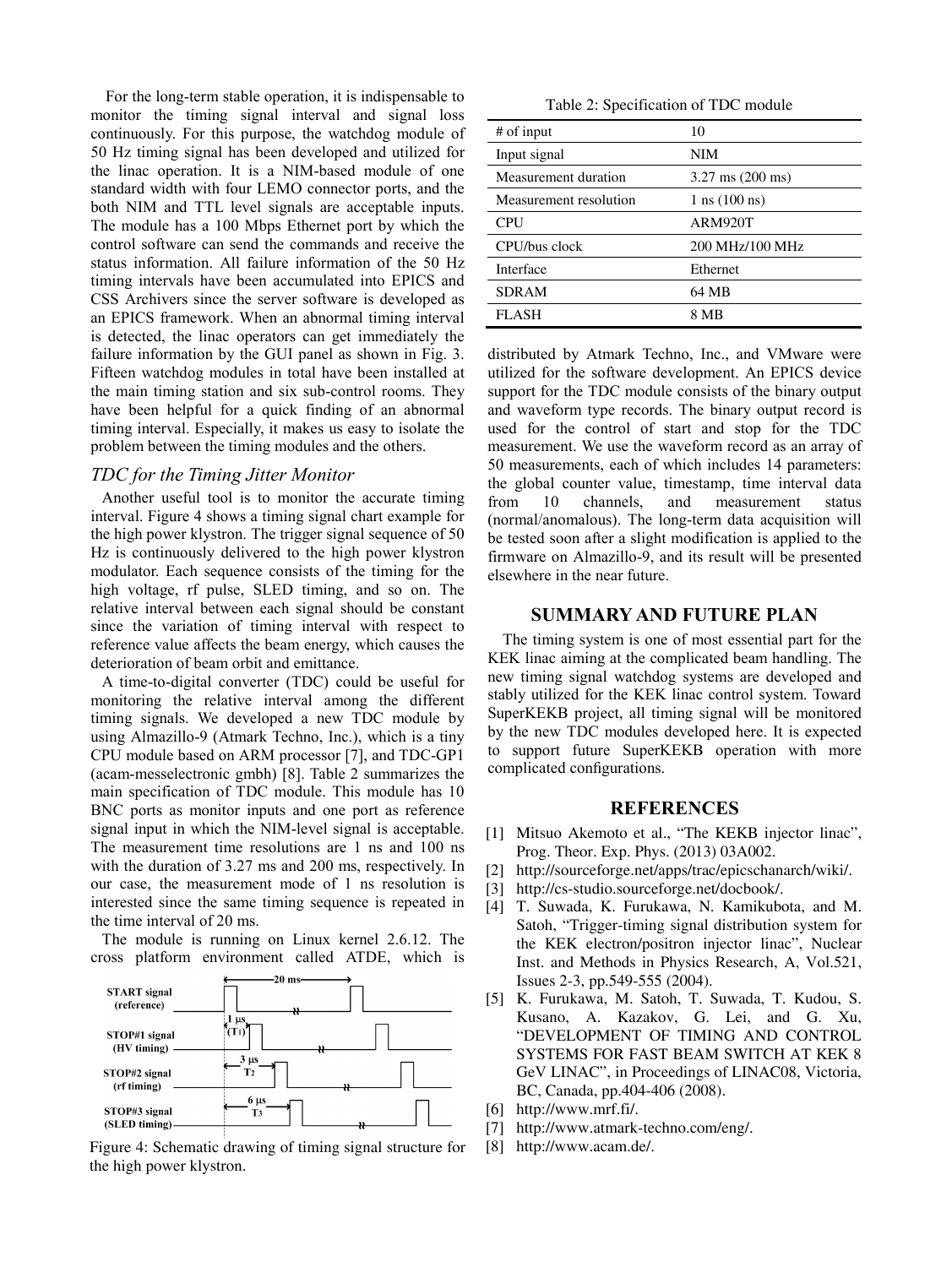For the long-term stable operation, it is indispensable to monitor the timing signal interval and signal loss continuously. For this purpose, the watchdog module of 50 Hz timing signal has been developed and utilized for the linac operation. It is a NIM-based module of one standard width with four LEMO connector ports, and the both NIM and TTL level signals are acceptable inputs. The module has a 100 Mbps Ethernet port by which the control software can send the commands and receive the status information. All failure information of the 50 Hz timing intervals have been accumulated into EPICS and CSS Archivers since the server software is developed as an EPICS framework. When an abnormal timing interval is detected, the linac operators can get immediately the failure information by the GUI panel as shown in Fig. 3. Fifteen watchdog modules in total have been installed at the main timing station and six sub-control rooms. They have been helpful for a quick finding of an abnormal timing interval. Especially, it makes us easy to isolate the problem between the timing modules and the others.

### *TDC for the Timing Jitter Monitor*

Another useful tool is to monitor the accurate timing interval. Figure 4 shows a timing signal chart example for the high power klystron. The trigger signal sequence of 50 Hz is continuously delivered to the high power klystron modulator. Each sequence consists of the timing for the high voltage, rf pulse, SLED timing, and so on. The relative interval between each signal should be constant since the variation of timing interval with respect to reference value affects the beam energy, which causes the deterioration of beam orbit and emittance.

A time-to-digital converter (TDC) could be useful for monitoring the relative interval among the different timing signals. We developed a new TDC module by using Almazillo-9 (Atmark Techno, Inc.), which is a tiny CPU module based on ARM processor [7], and TDC-GP1 (acam-messelectronic gmbh) [8]. Table 2 summarizes the main specification of TDC module. This module has 10 BNC ports as monitor inputs and one port as reference signal input in which the NIM-level signal is acceptable. The measurement time resolutions are 1 ns and 100 ns with the duration of 3.27 ms and 200 ms, respectively. In our case, the measurement mode of 1 ns resolution is interested since the same timing sequence is repeated in the time interval of 20 ms.

The module is running on Linux kernel 2.6.12. The cross platform environment called ATDE, which is distributed by Atmark Techno, Inc., and VMware were utilized for the software development. An EPICS device support for the TDC module consists of the binary output and waveform type records. The binary output record is used for the control of start and stop for the TDC measurement. We use the waveform record as an array of 50 measurements, each of which includes 14 parameters: the global counter value, timestamp, time interval data from 10 channels, and measurement status (normal/anomalous). The long-term data acquisition will be tested soon after a slight modification is applied to the firmware on Almazillo-9, and its result will be presented elsewhere in the near future.

START signal (reference)
STOP#1 signal (HV timing)
STOP#2 signal (rf timing)
STOP#3 signal (SLED timing)
20 ms
1 μs (T1)
3 μs T2
6 μs T3

Figure 4: Schematic drawing of timing signal structure for the high power klystron.

Table 2: Specification of TDC module

| | |
|---|---|
| # of input | 10 |
| Input signal | NIM |
| Measurement duration | 3.27 ms (200 ms) |
| Measurement resolution | 1 ns (100 ns) |
| CPU | ARM920T |
| CPU/bus clock | 200 MHz/100 MHz |
| Interface | Ethernet |
| SDRAM | 64 MB |
| FLASH | 8 MB |

## SUMMARY AND FUTURE PLAN

The timing system is one of most essential part for the KEK linac aiming at the complicated beam handling. The new timing signal watchdog systems are developed and stably utilized for the KEK linac control system. Toward SuperKEKB project, all timing signal will be monitored by the new TDC modules developed here. It is expected to support future SuperKEKB operation with more complicated configurations.

## REFERENCES

[1] Mitsuo Akemoto et al., "The KEKB injector linac", Prog. Theor. Exp. Phys. (2013) 03A002.

[2] http://sourceforge.net/apps/trac/epicschanarch/wiki/.

[3] http://cs-studio.sourceforge.net/docbook/.

[4] T. Suwada, K. Furukawa, N. Kamikubota, and M. Satoh, "Trigger-timing signal distribution system for the KEK electron/positron injector linac", Nuclear Inst. and Methods in Physics Research, A, Vol.521, Issues 2-3, pp.549-555 (2004).

[5] K. Furukawa, M. Satoh, T. Suwada, T. Kudou, S. Kusano, A. Kazakov, G. Lei, and G. Xu, "DEVELOPMENT OF TIMING AND CONTROL SYSTEMS FOR FAST BEAM SWITCH AT KEK 8 GeV LINAC", in Proceedings of LINAC08, Victoria, BC, Canada, pp.404-406 (2008).

[6] http://www.mrf.fi/.

[7] http://www.atmark-techno.com/eng/.

[8] http://www.acam.de/.